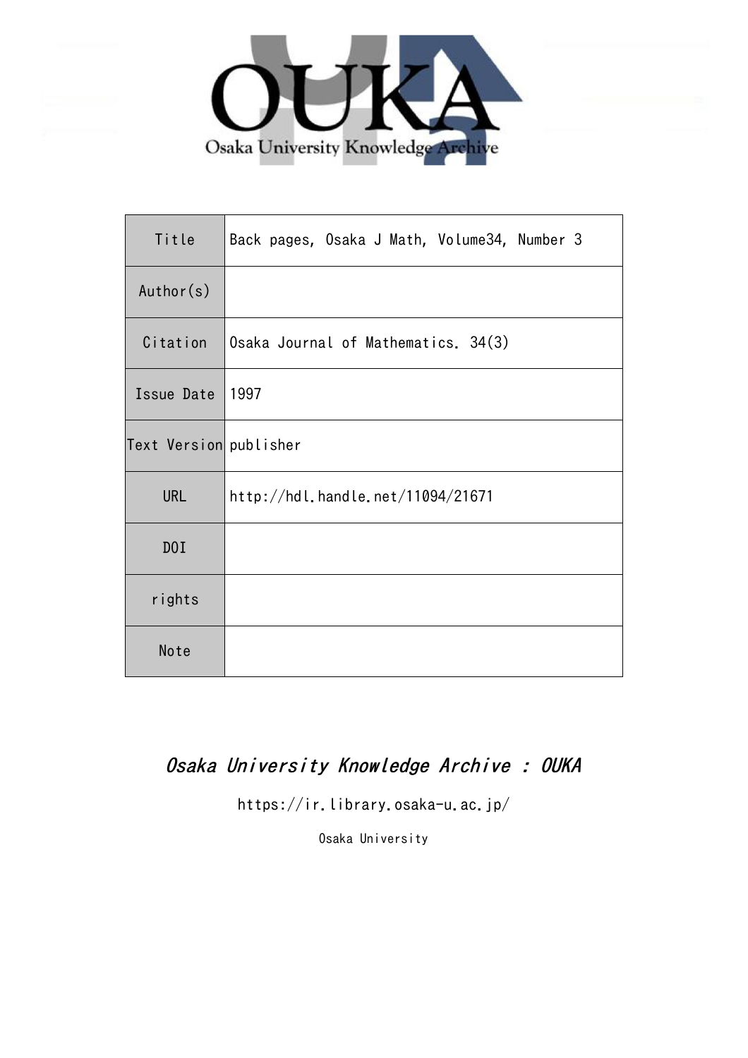Osaka University Knowledge Archive

| Title | Back pages, Osaka J Math, Volume34, Number 3 |
| --- | --- |
| Author(s) | |
| Citation | Osaka Journal of Mathematics. 34(3) |
| Issue Date | 1997 |
| Text Version | publisher |
| URL | http://hdl.handle.net/11094/21671 |
| DOI | |
| rights | |
| Note | |

*Osaka University Knowledge Archive : OUKA*

https://ir.library.osaka-u.ac.jp/

Osaka University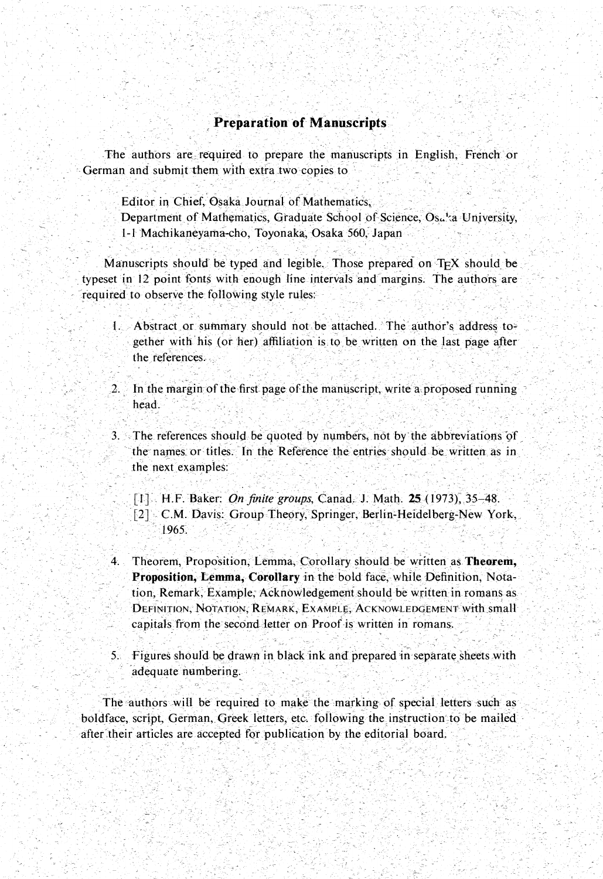## Preparation of Manuscripts

The authors are required to prepare the manuscripts in English, French or German and submit them with extra two copies to

Editor in Chief, Osaka Journal of Mathematics,
Department of Mathematics, Graduate School of Science, Osaka University,
1-1 Machikaneyama-cho, Toyonaka, Osaka 560, Japan

Manuscripts should be typed and legible. Those prepared on TEX should be typeset in 12 point fonts with enough line intervals and margins. The authors are required to observe the following style rules:

1. Abstract or summary should not be attached. The author's address together with his (or her) affiliation is to be written on the last page after the references.

2. In the margin of the first page of the manuscript, write a proposed running head.

3. The references should be quoted by numbers, not by the abbreviations of the names or titles. In the Reference the entries should be written as in the next examples:

   [1] H.F. Baker: *On finite groups*, Canad. J. Math. **25** (1973), 35–48.
   [2] C.M. Davis: Group Theory, Springer, Berlin-Heidelberg-New York, 1965.

4. Theorem, Proposition, Lemma, Corollary should be written as **Theorem, Proposition, Lemma, Corollary** in the bold face, while Definition, Notation, Remark, Example, Acknowledgement should be written in romans as DEFINITION, NOTATION, REMARK, EXAMPLE, ACKNOWLEDGEMENT with small capitals from the second letter on Proof is written in romans.

5. Figures should be drawn in black ink and prepared in separate sheets with adequate numbering.

The authors will be required to make the marking of special letters such as boldface, script, German, Greek letters, etc. following the instruction to be mailed after their articles are accepted for publication by the editorial board.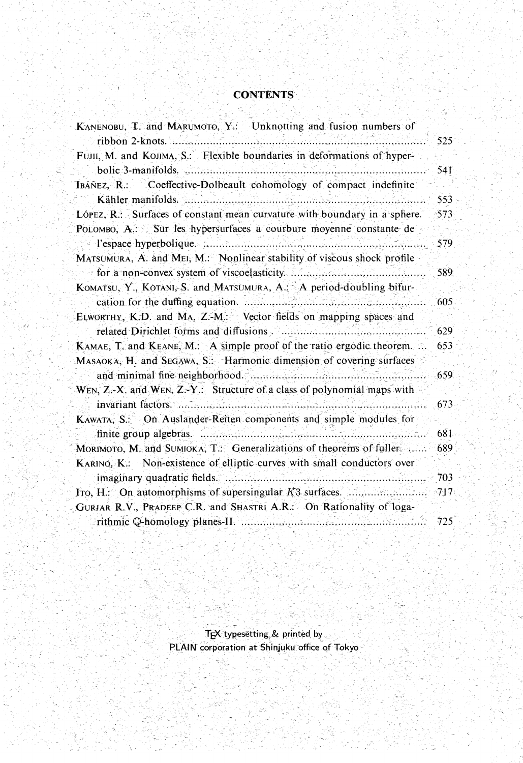## CONTENTS

KANENOBU, T. and MARUMOTO, Y.: Unknotting and fusion numbers of ribbon 2-knots. .......... 525

FUJII, M. and KOJIMA, S.: Flexible boundaries in deformations of hyperbolic 3-manifolds. .......... 541

IBÁÑEZ, R.: Coeffective-Dolbeault cohomology of compact indefinite Kähler manifolds. .......... 553

LÓPEZ, R.: Surfaces of constant mean curvature with boundary in a sphere. 573

POLOMBO, A.: Sur les hypersurfaces à courbure moyenne constante de l'espace hyperbolique. .......... 579

MATSUMURA, A. and MEI, M.: Nonlinear stability of viscous shock profile for a non-convex system of viscoelasticity. .......... 589

KOMATSU, Y., KOTANI, S. and MATSUMURA, A.: A period-doubling bifurcation for the duffing equation. .......... 605

ELWORTHY, K.D. and MA, Z.-M.: Vector fields on mapping spaces and related Dirichlet forms and diffusions . .......... 629

KAMAE, T. and KEANE, M.: A simple proof of the ratio ergodic theorem. ... 653

MASAOKA, H. and SEGAWA, S.: Harmonic dimension of covering surfaces and minimal fine neighborhood. .......... 659

WEN, Z.-X. and WEN, Z.-Y.: Structure of a class of polynomial maps with invariant factors. .......... 673

KAWATA, S.: On Auslander-Reiten components and simple modules for finite group algebras. .......... 681

MORIMOTO, M. and SUMIOKA, T.: Generalizations of theorems of fuller. ...... 689

KARINO, K.: Non-existence of elliptic curves with small conductors over imaginary quadratic fields. .......... 703

ITO, H.: On automorphisms of supersingular $K3$ surfaces. .......... 717

GURJAR R.V., PRADEEP C.R. and SHASTRI A.R.: On Rationality of logarithmic $\mathbb{Q}$-homology planes-II. .......... 725

TEX typesetting & printed by
PLAIN corporation at Shinjuku office of Tokyo